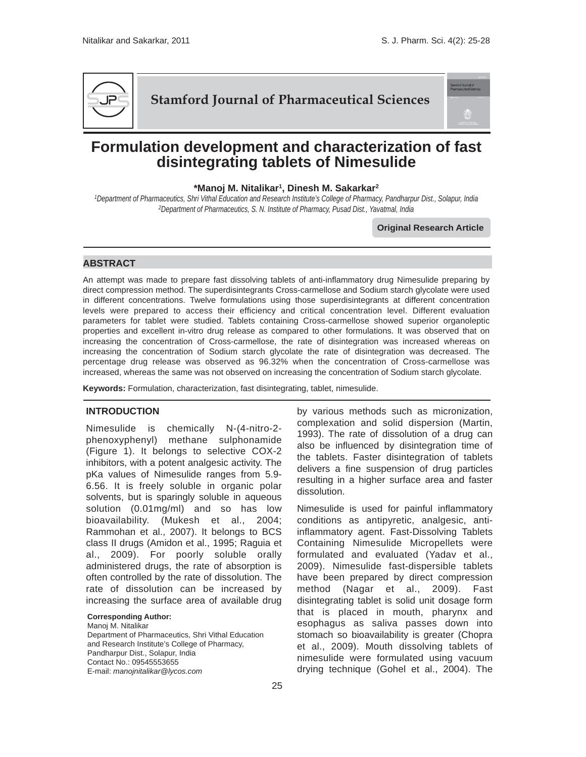# Formulation development and characterization of fast disintegrating tablets of Nimesulide

**\*Manoj M. Nitalikar[1], Dinesh M. Sakarkar[2]**

*[1]Department of Pharmaceutics, Shri Vithal Education and Research Institute's College of Pharmacy, Pandharpur Dist., Solapur, India*
*[2]Department of Pharmaceutics, S. N. Institute of Pharmacy, Pusad Dist., Yavatmal, India*

**Original Research Article**

## ABSTRACT

An attempt was made to prepare fast dissolving tablets of anti-inflammatory drug Nimesulide preparing by direct compression method. The superdisintegrants Cross-carmellose and Sodium starch glycolate were used in different concentrations. Twelve formulations using those superdisintegrants at different concentration levels were prepared to access their efficiency and critical concentration level. Different evaluation parameters for tablet were studied. Tablets containing Cross-carmellose showed superior organoleptic properties and excellent in-vitro drug release as compared to other formulations. It was observed that on increasing the concentration of Cross-carmellose, the rate of disintegration was increased whereas on increasing the concentration of Sodium starch glycolate the rate of disintegration was decreased. The percentage drug release was observed as 96.32% when the concentration of Cross-carmellose was increased, whereas the same was not observed on increasing the concentration of Sodium starch glycolate.

**Keywords:** Formulation, characterization, fast disintegrating, tablet, nimesulide.

## INTRODUCTION

Nimesulide is chemically N-(4-nitro-2-phenoxyphenyl) methane sulphonamide (Figure 1). It belongs to selective COX-2 inhibitors, with a potent analgesic activity. The pKa values of Nimesulide ranges from 5.9-6.56. It is freely soluble in organic polar solvents, but is sparingly soluble in aqueous solution (0.01mg/ml) and so has low bioavailability. (Mukesh et al., 2004; Rammohan et al., 2007). It belongs to BCS class II drugs (Amidon et al., 1995; Raguia et al., 2009). For poorly soluble orally administered drugs, the rate of absorption is often controlled by the rate of dissolution. The rate of dissolution can be increased by increasing the surface area of available drug by various methods such as micronization, complexation and solid dispersion (Martin, 1993). The rate of dissolution of a drug can also be influenced by disintegration time of the tablets. Faster disintegration of tablets delivers a fine suspension of drug particles resulting in a higher surface area and faster dissolution.

Nimesulide is used for painful inflammatory conditions as antipyretic, analgesic, anti-inflammatory agent. Fast-Dissolving Tablets Containing Nimesulide Micropellets were formulated and evaluated (Yadav et al., 2009). Nimesulide fast-dispersible tablets have been prepared by direct compression method (Nagar et al., 2009). Fast disintegrating tablet is solid unit dosage form that is placed in mouth, pharynx and esophagus as saliva passes down into stomach so bioavailability is greater (Chopra et al., 2009). Mouth dissolving tablets of nimesulide were formulated using vacuum drying technique (Gohel et al., 2004). The

**Corresponding Author:**
Manoj M. Nitalikar
Department of Pharmaceutics, Shri Vithal Education and Research Institute's College of Pharmacy, Pandharpur Dist., Solapur, India
Contact No.: 09545553655
E-mail: *manojnitalikar@lycos.com*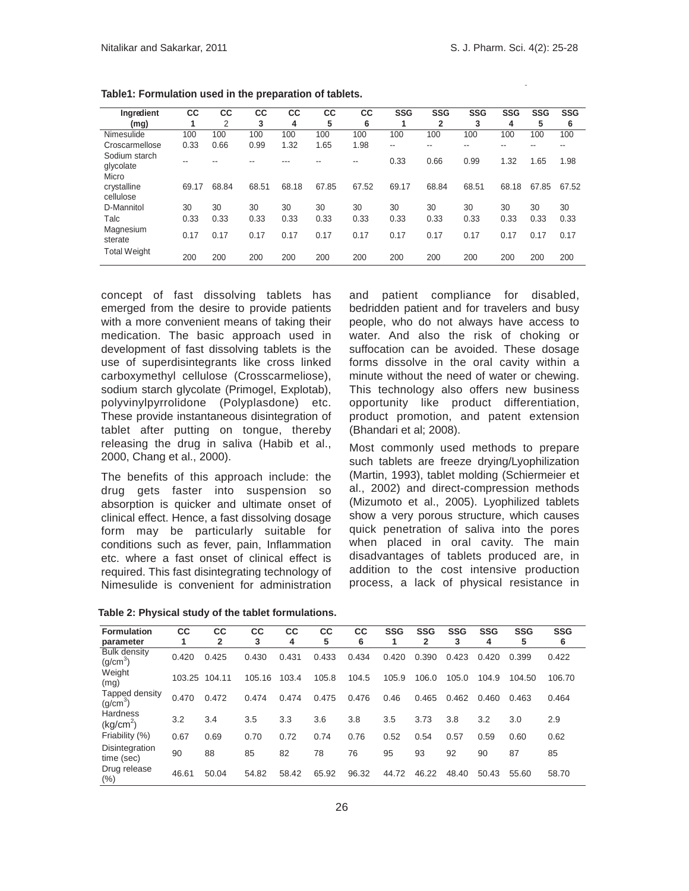**Table1: Formulation used in the preparation of tablets.**

| Ingredient (mg) | CC 1 | CC 2 | CC 3 | CC 4 | CC 5 | CC 6 | SSG 1 | SSG 2 | SSG 3 | SSG 4 | SSG 5 | SSG 6 |
|---|---|---|---|---|---|---|---|---|---|---|---|---|
| Nimesulide | 100 | 100 | 100 | 100 | 100 | 100 | 100 | 100 | 100 | 100 | 100 | 100 |
| Croscarmellose | 0.33 | 0.66 | 0.99 | 1.32 | 1.65 | 1.98 | -- | -- | -- | -- | -- | -- |
| Sodium starch glycolate | -- | -- | -- | --- | -- | -- | 0.33 | 0.66 | 0.99 | 1.32 | 1.65 | 1.98 |
| Micro crystalline cellulose | 69.17 | 68.84 | 68.51 | 68.18 | 67.85 | 67.52 | 69.17 | 68.84 | 68.51 | 68.18 | 67.85 | 67.52 |
| D-Mannitol | 30 | 30 | 30 | 30 | 30 | 30 | 30 | 30 | 30 | 30 | 30 | 30 |
| Talc | 0.33 | 0.33 | 0.33 | 0.33 | 0.33 | 0.33 | 0.33 | 0.33 | 0.33 | 0.33 | 0.33 | 0.33 |
| Magnesium sterate | 0.17 | 0.17 | 0.17 | 0.17 | 0.17 | 0.17 | 0.17 | 0.17 | 0.17 | 0.17 | 0.17 | 0.17 |
| Total Weight | 200 | 200 | 200 | 200 | 200 | 200 | 200 | 200 | 200 | 200 | 200 | 200 |

concept of fast dissolving tablets has emerged from the desire to provide patients with a more convenient means of taking their medication. The basic approach used in development of fast dissolving tablets is the use of superdisintegrants like cross linked carboxymethyl cellulose (Crosscarmeliose), sodium starch glycolate (Primogel, Explotab), polyvinylpyrrolidone (Polyplasdone) etc. These provide instantaneous disintegration of tablet after putting on tongue, thereby releasing the drug in saliva (Habib et al., 2000, Chang et al., 2000).

The benefits of this approach include: the drug gets faster into suspension so absorption is quicker and ultimate onset of clinical effect. Hence, a fast dissolving dosage form may be particularly suitable for conditions such as fever, pain, Inflammation etc. where a fast onset of clinical effect is required. This fast disintegrating technology of Nimesulide is convenient for administration and patient compliance for disabled, bedridden patient and for travelers and busy people, who do not always have access to water. And also the risk of choking or suffocation can be avoided. These dosage forms dissolve in the oral cavity within a minute without the need of water or chewing. This technology also offers new business opportunity like product differentiation, product promotion, and patent extension (Bhandari et al; 2008).

Most commonly used methods to prepare such tablets are freeze drying/Lyophilization (Martin, 1993), tablet molding (Schiermeier et al., 2002) and direct-compression methods (Mizumoto et al., 2005). Lyophilized tablets show a very porous structure, which causes quick penetration of saliva into the pores when placed in oral cavity. The main disadvantages of tablets produced are, in addition to the cost intensive production process, a lack of physical resistance in

**Table 2: Physical study of the tablet formulations.**

| Formulation parameter | CC 1 | CC 2 | CC 3 | CC 4 | CC 5 | CC 6 | SSG 1 | SSG 2 | SSG 3 | SSG 4 | SSG 5 | SSG 6 |
|---|---|---|---|---|---|---|---|---|---|---|---|---|
| Bulk density ($g/cm^3$) | 0.420 | 0.425 | 0.430 | 0.431 | 0.433 | 0.434 | 0.420 | 0.390 | 0.423 | 0.420 | 0.399 | 0.422 |
| Weight (mg) | 103.25 | 104.11 | 105.16 | 103.4 | 105.8 | 104.5 | 105.9 | 106.0 | 105.0 | 104.9 | 104.50 | 106.70 |
| Tapped density ($g/cm^3$) | 0.470 | 0.472 | 0.474 | 0.474 | 0.475 | 0.476 | 0.46 | 0.465 | 0.462 | 0.460 | 0.463 | 0.464 |
| Hardness ($kg/cm^2$) | 3.2 | 3.4 | 3.5 | 3.3 | 3.6 | 3.8 | 3.5 | 3.73 | 3.8 | 3.2 | 3.0 | 2.9 |
| Friability (%) | 0.67 | 0.69 | 0.70 | 0.72 | 0.74 | 0.76 | 0.52 | 0.54 | 0.57 | 0.59 | 0.60 | 0.62 |
| Disintegration time (sec) | 90 | 88 | 85 | 82 | 78 | 76 | 95 | 93 | 92 | 90 | 87 | 85 |
| Drug release (%) | 46.61 | 50.04 | 54.82 | 58.42 | 65.92 | 96.32 | 44.72 | 46.22 | 48.40 | 50.43 | 55.60 | 58.70 |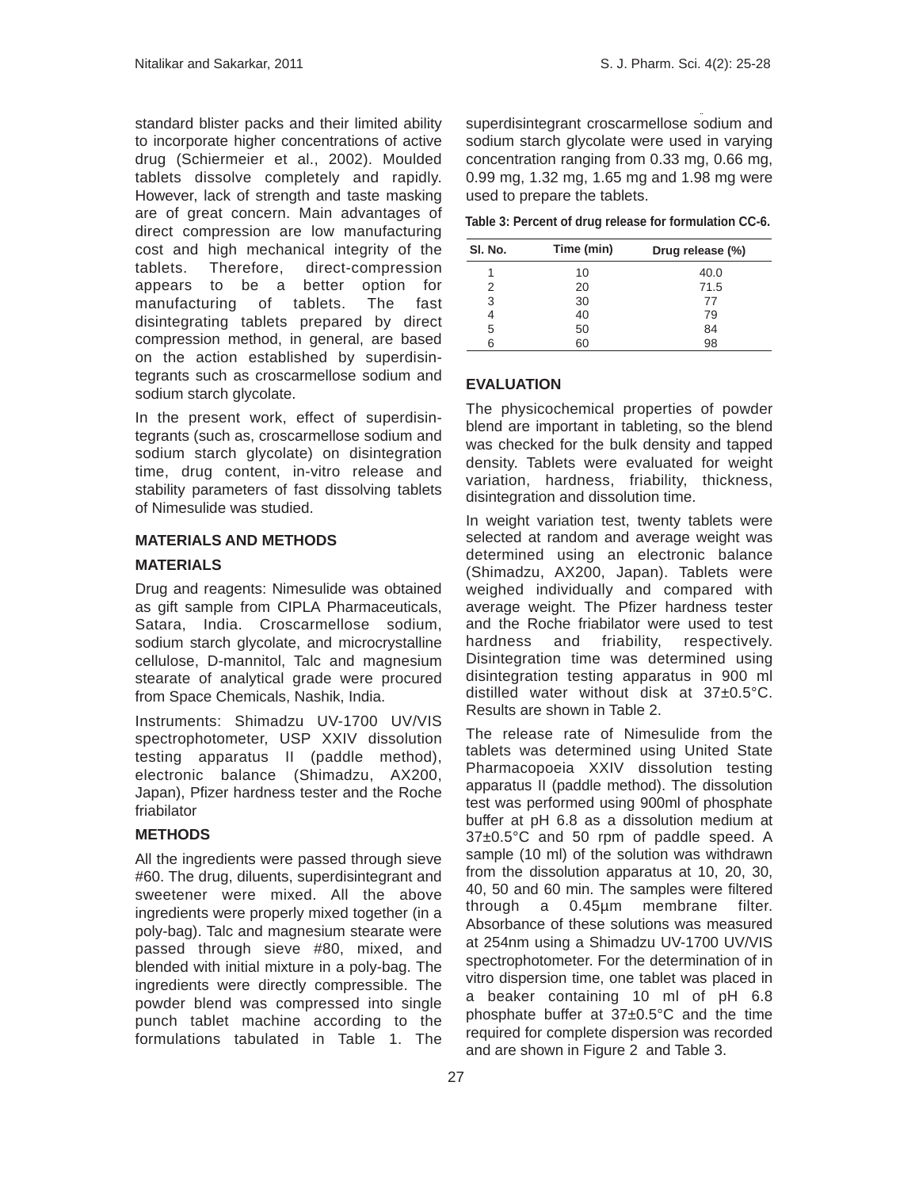standard blister packs and their limited ability to incorporate higher concentrations of active drug (Schiermeier et al., 2002). Moulded tablets dissolve completely and rapidly. However, lack of strength and taste masking are of great concern. Main advantages of direct compression are low manufacturing cost and high mechanical integrity of the tablets. Therefore, direct-compression appears to be a better option for manufacturing of tablets. The fast disintegrating tablets prepared by direct compression method, in general, are based on the action established by superdisintegrants such as croscarmellose sodium and sodium starch glycolate.

In the present work, effect of superdisintegrants (such as, croscarmellose sodium and sodium starch glycolate) on disintegration time, drug content, in-vitro release and stability parameters of fast dissolving tablets of Nimesulide was studied.

## MATERIALS AND METHODS

### MATERIALS

Drug and reagents: Nimesulide was obtained as gift sample from CIPLA Pharmaceuticals, Satara, India. Croscarmellose sodium, sodium starch glycolate, and microcrystalline cellulose, D-mannitol, Talc and magnesium stearate of analytical grade were procured from Space Chemicals, Nashik, India.

Instruments: Shimadzu UV-1700 UV/VIS spectrophotometer, USP XXIV dissolution testing apparatus II (paddle method), electronic balance (Shimadzu, AX200, Japan), Pfizer hardness tester and the Roche friabilator

### METHODS

All the ingredients were passed through sieve #60. The drug, diluents, superdisintegrant and sweetener were mixed. All the above ingredients were properly mixed together (in a poly-bag). Talc and magnesium stearate were passed through sieve #80, mixed, and blended with initial mixture in a poly-bag. The ingredients were directly compressible. The powder blend was compressed into single punch tablet machine according to the formulations tabulated in Table 1. The superdisintegrant croscarmellose sodium and sodium starch glycolate were used in varying concentration ranging from 0.33 mg, 0.66 mg, 0.99 mg, 1.32 mg, 1.65 mg and 1.98 mg were used to prepare the tablets.

**Table 3: Percent of drug release for formulation CC-6.**

| Sl. No. | Time (min) | Drug release (%) |
|---|---|---|
| 1 | 10 | 40.0 |
| 2 | 20 | 71.5 |
| 3 | 30 | 77 |
| 4 | 40 | 79 |
| 5 | 50 | 84 |
| 6 | 60 | 98 |

## EVALUATION

The physicochemical properties of powder blend are important in tableting, so the blend was checked for the bulk density and tapped density. Tablets were evaluated for weight variation, hardness, friability, thickness, disintegration and dissolution time.

In weight variation test, twenty tablets were selected at random and average weight was determined using an electronic balance (Shimadzu, AX200, Japan). Tablets were weighed individually and compared with average weight. The Pfizer hardness tester and the Roche friabilator were used to test hardness and friability, respectively. Disintegration time was determined using disintegration testing apparatus in 900 ml distilled water without disk at 37±0.5°C. Results are shown in Table 2.

The release rate of Nimesulide from the tablets was determined using United State Pharmacopoeia XXIV dissolution testing apparatus II (paddle method). The dissolution test was performed using 900ml of phosphate buffer at pH 6.8 as a dissolution medium at 37±0.5°C and 50 rpm of paddle speed. A sample (10 ml) of the solution was withdrawn from the dissolution apparatus at 10, 20, 30, 40, 50 and 60 min. The samples were filtered through a 0.45µm membrane filter. Absorbance of these solutions was measured at 254nm using a Shimadzu UV-1700 UV/VIS spectrophotometer. For the determination of in vitro dispersion time, one tablet was placed in a beaker containing 10 ml of pH 6.8 phosphate buffer at 37±0.5°C and the time required for complete dispersion was recorded and are shown in Figure 2 and Table 3.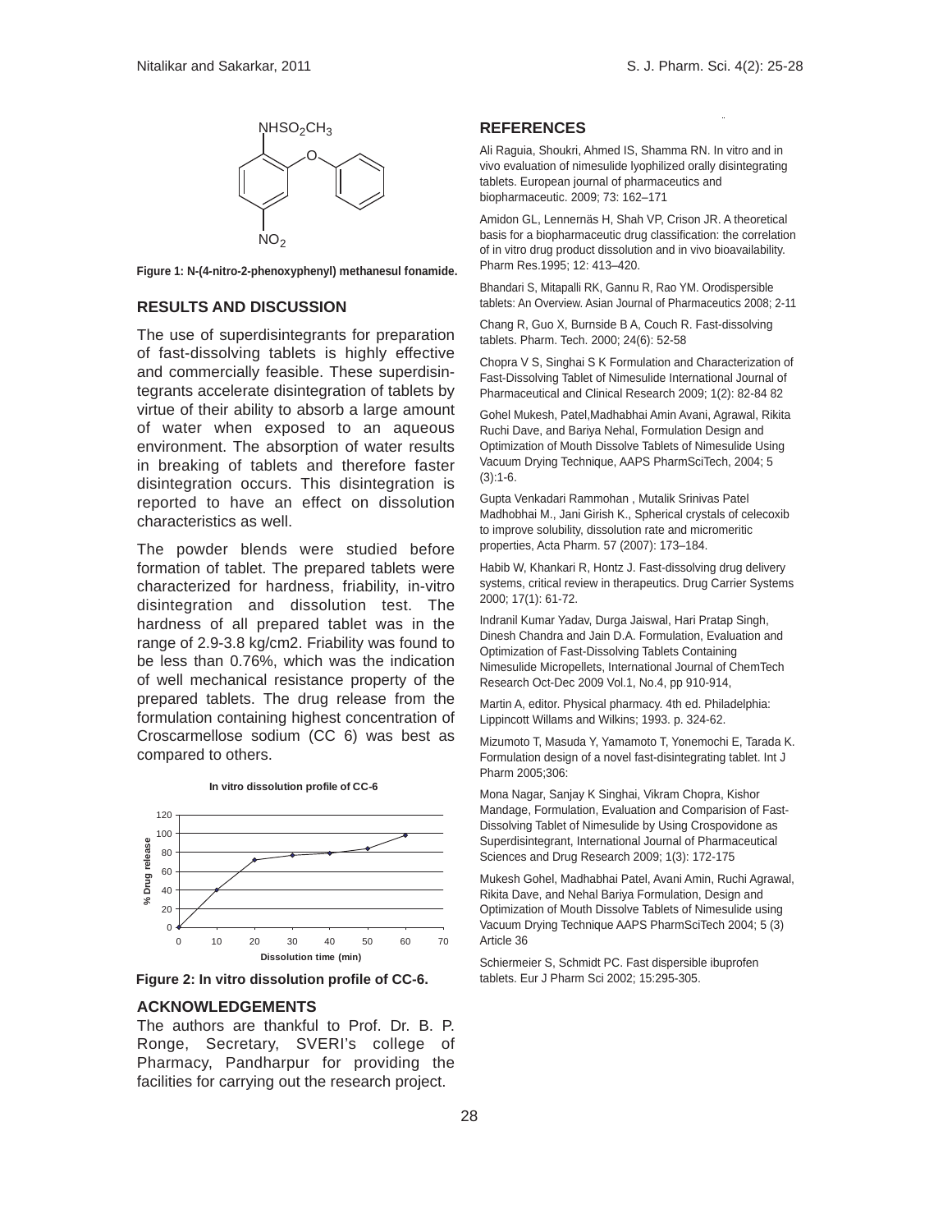NHSO$_2$CH$_3$

O

NO$_2$

**Figure 1: N-(4-nitro-2-phenoxyphenyl) methanesul fonamide.**

## RESULTS AND DISCUSSION

The use of superdisintegrants for preparation of fast-dissolving tablets is highly effective and commercially feasible. These superdisintegrants accelerate disintegration of tablets by virtue of their ability to absorb a large amount of water when exposed to an aqueous environment. The absorption of water results in breaking of tablets and therefore faster disintegration occurs. This disintegration is reported to have an effect on dissolution characteristics as well.

The powder blends were studied before formation of tablet. The prepared tablets were characterized for hardness, friability, in-vitro disintegration and dissolution test. The hardness of all prepared tablet was in the range of 2.9-3.8 kg/cm2. Friability was found to be less than 0.76%, which was the indication of well mechanical resistance property of the prepared tablets. The drug release from the formulation containing highest concentration of Croscarmellose sodium (CC 6) was best as compared to others.

In vitro dissolution profile of CC-6

% Drug release

0 20 40 60 80 100 120

0 10 20 30 40 50 60 70

Dissolution time (min)

**Figure 2: In vitro dissolution profile of CC-6.**

## ACKNOWLEDGEMENTS

The authors are thankful to Prof. Dr. B. P. Ronge, Secretary, SVERI's college of Pharmacy, Pandharpur for providing the facilities for carrying out the research project.

## REFERENCES

Ali Raguia, Shoukri, Ahmed IS, Shamma RN. In vitro and in vivo evaluation of nimesulide lyophilized orally disintegrating tablets. European journal of pharmaceutics and biopharmaceutic. 2009; 73: 162–171

Amidon GL, Lennernäs H, Shah VP, Crison JR. A theoretical basis for a biopharmaceutic drug classification: the correlation of in vitro drug product dissolution and in vivo bioavailability. Pharm Res.1995; 12: 413–420.

Bhandari S, Mitapalli RK, Gannu R, Rao YM. Orodispersible tablets: An Overview. Asian Journal of Pharmaceutics 2008; 2-11

Chang R, Guo X, Burnside B A, Couch R. Fast-dissolving tablets. Pharm. Tech. 2000; 24(6): 52-58

Chopra V S, Singhai S K Formulation and Characterization of Fast-Dissolving Tablet of Nimesulide International Journal of Pharmaceutical and Clinical Research 2009; 1(2): 82-84 82

Gohel Mukesh, Patel,Madhabhai Amin Avani, Agrawal, Rikita Ruchi Dave, and Bariya Nehal, Formulation Design and Optimization of Mouth Dissolve Tablets of Nimesulide Using Vacuum Drying Technique, AAPS PharmSciTech, 2004; 5 (3):1-6.

Gupta Venkadari Rammohan , Mutalik Srinivas Patel Madhobhai M., Jani Girish K., Spherical crystals of celecoxib to improve solubility, dissolution rate and micromeritic properties, Acta Pharm. 57 (2007): 173–184.

Habib W, Khankari R, Hontz J. Fast-dissolving drug delivery systems, critical review in therapeutics. Drug Carrier Systems 2000; 17(1): 61-72.

Indranil Kumar Yadav, Durga Jaiswal, Hari Pratap Singh, Dinesh Chandra and Jain D.A. Formulation, Evaluation and Optimization of Fast-Dissolving Tablets Containing Nimesulide Micropellets, International Journal of ChemTech Research Oct-Dec 2009 Vol.1, No.4, pp 910-914,

Martin A, editor. Physical pharmacy. 4th ed. Philadelphia: Lippincott Willams and Wilkins; 1993. p. 324-62.

Mizumoto T, Masuda Y, Yamamoto T, Yonemochi E, Tarada K. Formulation design of a novel fast-disintegrating tablet. Int J Pharm 2005;306:

Mona Nagar, Sanjay K Singhai, Vikram Chopra, Kishor Mandage, Formulation, Evaluation and Comparision of Fast-Dissolving Tablet of Nimesulide by Using Crospovidone as Superdisintegrant, International Journal of Pharmaceutical Sciences and Drug Research 2009; 1(3): 172-175

Mukesh Gohel, Madhabhai Patel, Avani Amin, Ruchi Agrawal, Rikita Dave, and Nehal Bariya Formulation, Design and Optimization of Mouth Dissolve Tablets of Nimesulide using Vacuum Drying Technique AAPS PharmSciTech 2004; 5 (3) Article 36

Schiermeier S, Schmidt PC. Fast dispersible ibuprofen tablets. Eur J Pharm Sci 2002; 15:295-305.